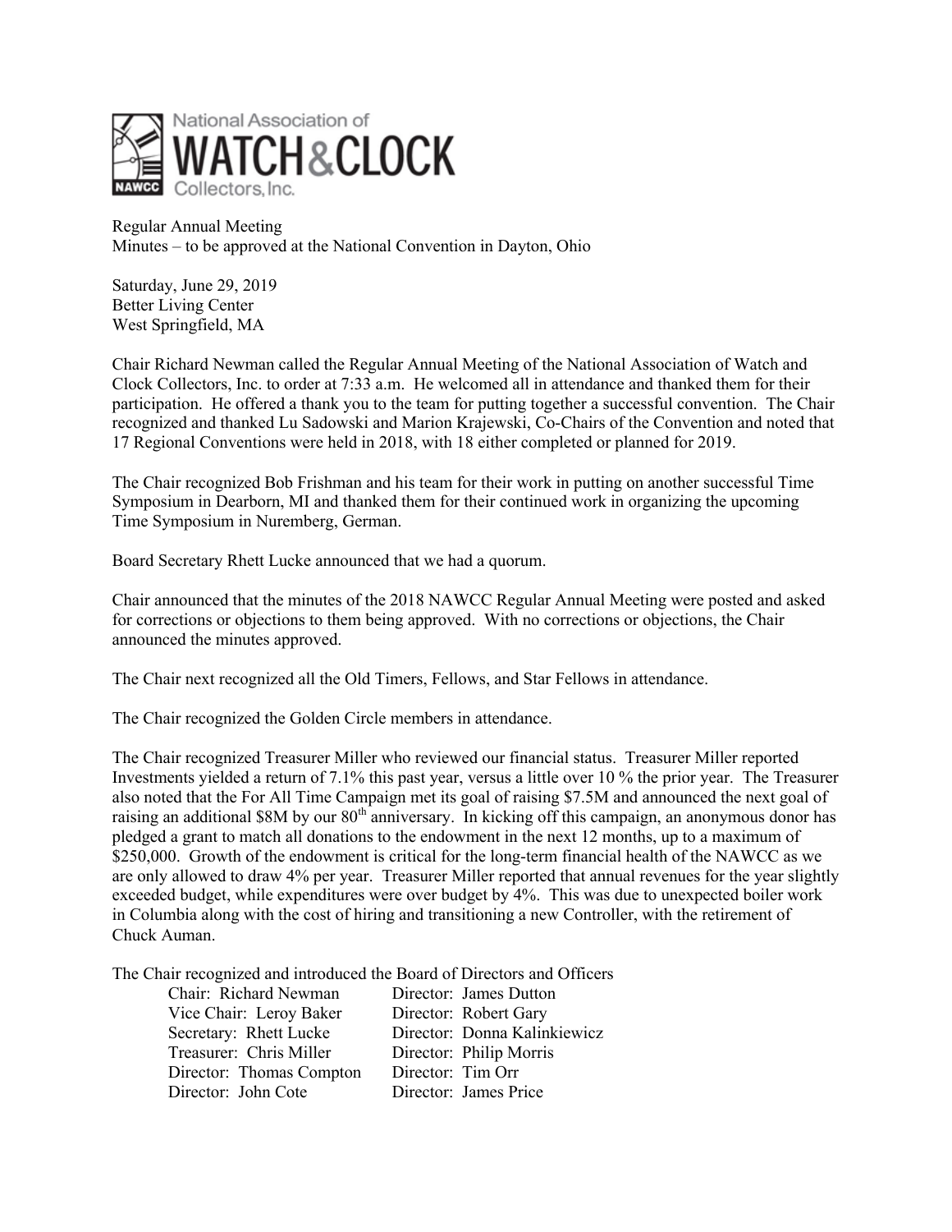National Association of WATCH & CLOCK Collectors, Inc.

Regular Annual Meeting
Minutes – to be approved at the National Convention in Dayton, Ohio

Saturday, June 29, 2019
Better Living Center
West Springfield, MA

Chair Richard Newman called the Regular Annual Meeting of the National Association of Watch and Clock Collectors, Inc. to order at 7:33 a.m. He welcomed all in attendance and thanked them for their participation. He offered a thank you to the team for putting together a successful convention. The Chair recognized and thanked Lu Sadowski and Marion Krajewski, Co-Chairs of the Convention and noted that 17 Regional Conventions were held in 2018, with 18 either completed or planned for 2019.

The Chair recognized Bob Frishman and his team for their work in putting on another successful Time Symposium in Dearborn, MI and thanked them for their continued work in organizing the upcoming Time Symposium in Nuremberg, German.

Board Secretary Rhett Lucke announced that we had a quorum.

Chair announced that the minutes of the 2018 NAWCC Regular Annual Meeting were posted and asked for corrections or objections to them being approved. With no corrections or objections, the Chair announced the minutes approved.

The Chair next recognized all the Old Timers, Fellows, and Star Fellows in attendance.

The Chair recognized the Golden Circle members in attendance.

The Chair recognized Treasurer Miller who reviewed our financial status. Treasurer Miller reported Investments yielded a return of 7.1% this past year, versus a little over 10 % the prior year. The Treasurer also noted that the For All Time Campaign met its goal of raising $7.5M and announced the next goal of raising an additional $8M by our 80th anniversary. In kicking off this campaign, an anonymous donor has pledged a grant to match all donations to the endowment in the next 12 months, up to a maximum of $250,000. Growth of the endowment is critical for the long-term financial health of the NAWCC as we are only allowed to draw 4% per year. Treasurer Miller reported that annual revenues for the year slightly exceeded budget, while expenditures were over budget by 4%. This was due to unexpected boiler work in Columbia along with the cost of hiring and transitioning a new Controller, with the retirement of Chuck Auman.

The Chair recognized and introduced the Board of Directors and Officers

| | |
|---|---|
| Chair: Richard Newman | Director: James Dutton |
| Vice Chair: Leroy Baker | Director: Robert Gary |
| Secretary: Rhett Lucke | Director: Donna Kalinkiewicz |
| Treasurer: Chris Miller | Director: Philip Morris |
| Director: Thomas Compton | Director: Tim Orr |
| Director: John Cote | Director: James Price |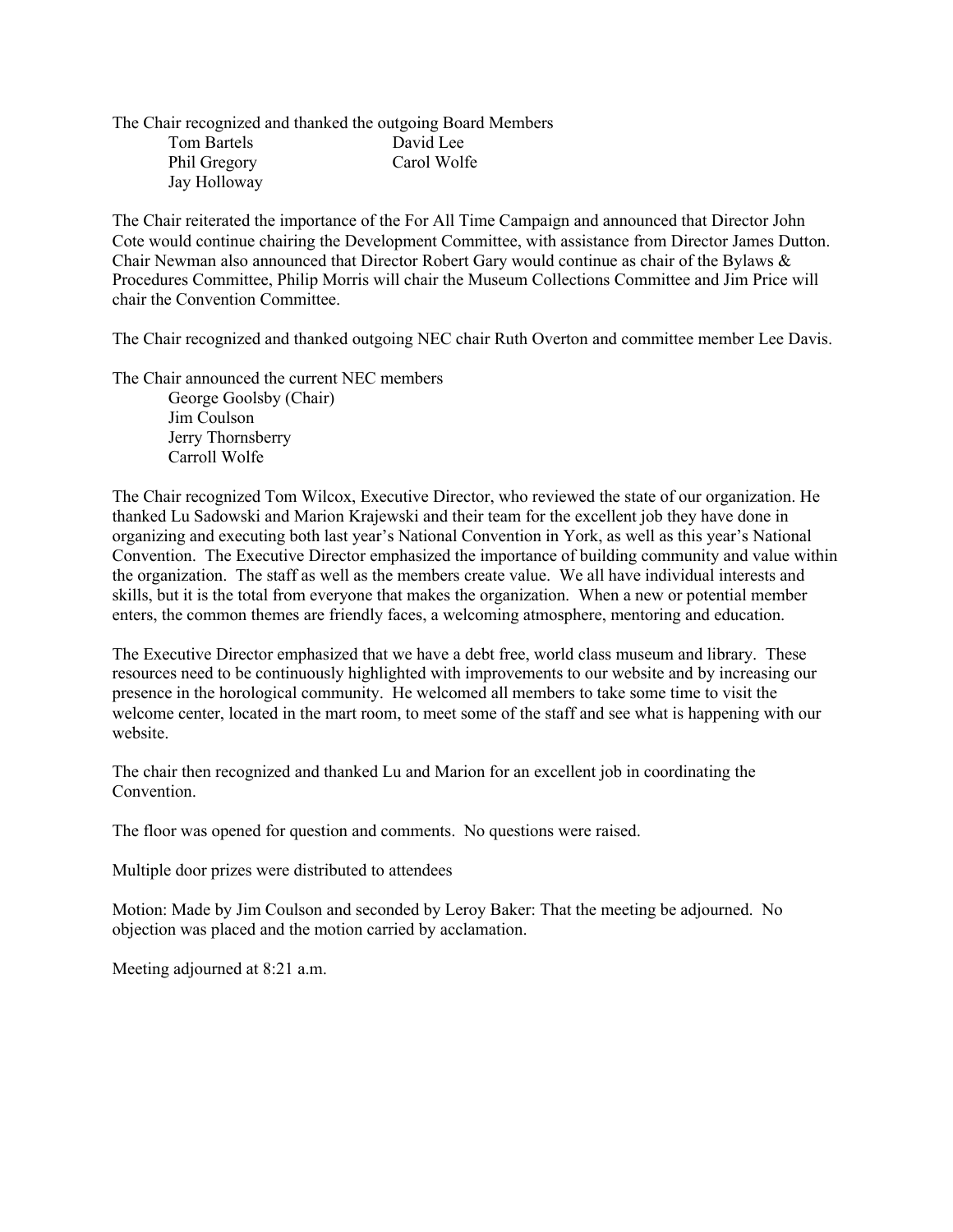The Chair recognized and thanked the outgoing Board Members

| | |
|---|---|
| Tom Bartels | David Lee |
| Phil Gregory | Carol Wolfe |
| Jay Holloway | |

The Chair reiterated the importance of the For All Time Campaign and announced that Director John Cote would continue chairing the Development Committee, with assistance from Director James Dutton. Chair Newman also announced that Director Robert Gary would continue as chair of the Bylaws & Procedures Committee, Philip Morris will chair the Museum Collections Committee and Jim Price will chair the Convention Committee.

The Chair recognized and thanked outgoing NEC chair Ruth Overton and committee member Lee Davis.

The Chair announced the current NEC members

- George Goolsby (Chair)
- Jim Coulson
- Jerry Thornsberry
- Carroll Wolfe

The Chair recognized Tom Wilcox, Executive Director, who reviewed the state of our organization. He thanked Lu Sadowski and Marion Krajewski and their team for the excellent job they have done in organizing and executing both last year's National Convention in York, as well as this year's National Convention. The Executive Director emphasized the importance of building community and value within the organization. The staff as well as the members create value. We all have individual interests and skills, but it is the total from everyone that makes the organization. When a new or potential member enters, the common themes are friendly faces, a welcoming atmosphere, mentoring and education.

The Executive Director emphasized that we have a debt free, world class museum and library. These resources need to be continuously highlighted with improvements to our website and by increasing our presence in the horological community. He welcomed all members to take some time to visit the welcome center, located in the mart room, to meet some of the staff and see what is happening with our website.

The chair then recognized and thanked Lu and Marion for an excellent job in coordinating the Convention.

The floor was opened for question and comments. No questions were raised.

Multiple door prizes were distributed to attendees

Motion: Made by Jim Coulson and seconded by Leroy Baker: That the meeting be adjourned. No objection was placed and the motion carried by acclamation.

Meeting adjourned at 8:21 a.m.